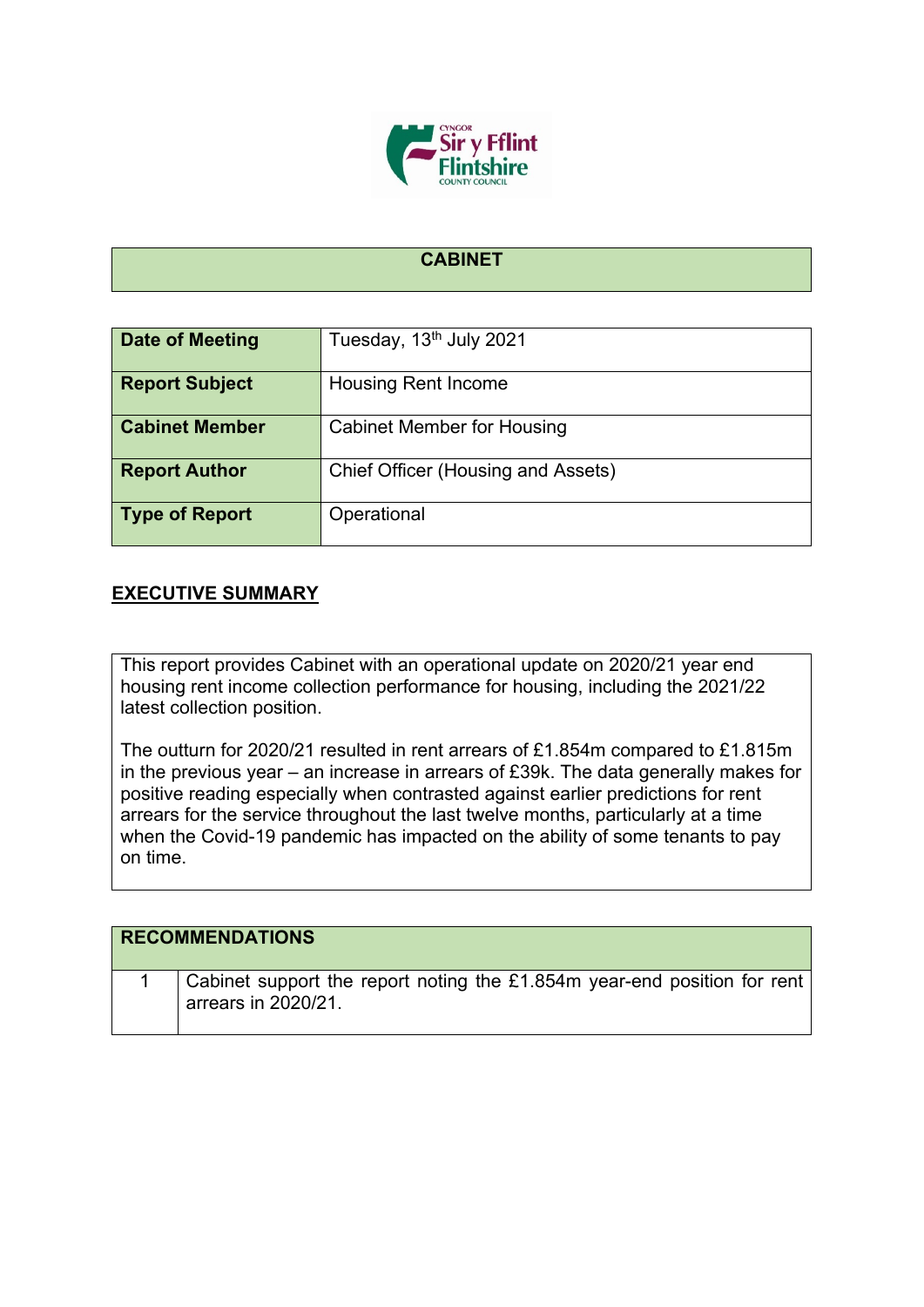## CABINET

| Date of Meeting | Tuesday, 13th July 2021 |
|---|---|
| Report Subject | Housing Rent Income |
| Cabinet Member | Cabinet Member for Housing |
| Report Author | Chief Officer (Housing and Assets) |
| Type of Report | Operational |

## EXECUTIVE SUMMARY

This report provides Cabinet with an operational update on 2020/21 year end housing rent income collection performance for housing, including the 2021/22 latest collection position.

The outturn for 2020/21 resulted in rent arrears of £1.854m compared to £1.815m in the previous year – an increase in arrears of £39k. The data generally makes for positive reading especially when contrasted against earlier predictions for rent arrears for the service throughout the last twelve months, particularly at a time when the Covid-19 pandemic has impacted on the ability of some tenants to pay on time.

| RECOMMENDATIONS | |
|---|---|
| 1 | Cabinet support the report noting the £1.854m year-end position for rent arrears in 2020/21. |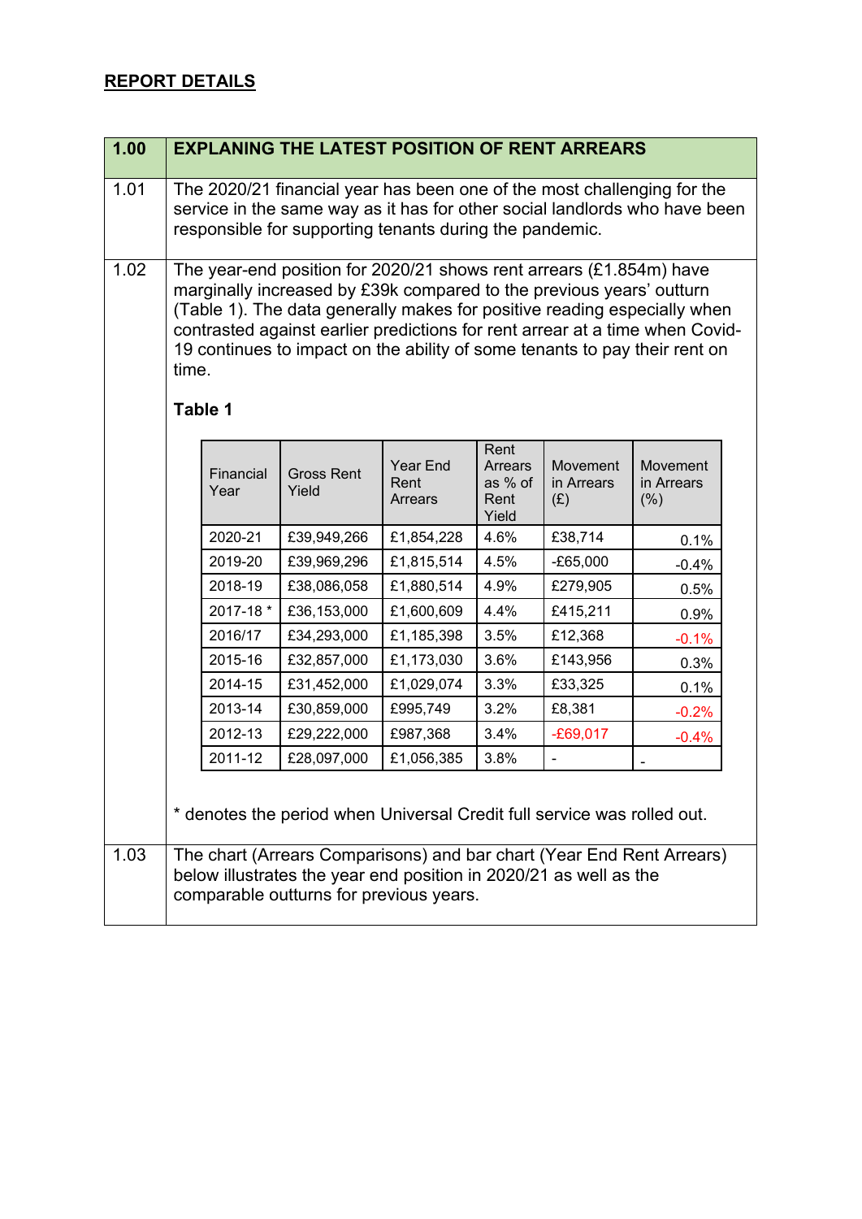## REPORT DETAILS

| 1.00 | EXPLANING THE LATEST POSITION OF RENT ARREARS |
|---|---|
| 1.01 | The 2020/21 financial year has been one of the most challenging for the service in the same way as it has for other social landlords who have been responsible for supporting tenants during the pandemic. |
| 1.02 | The year-end position for 2020/21 shows rent arrears (£1.854m) have marginally increased by £39k compared to the previous years' outturn (Table 1). The data generally makes for positive reading especially when contrasted against earlier predictions for rent arrear at a time when Covid-19 continues to impact on the ability of some tenants to pay their rent on time. |

**Table 1**

| Financial Year | Gross Rent Yield | Year End Rent Arrears | Rent Arrears as % of Rent Yield | Movement in Arrears (£) | Movement in Arrears (%) |
|---|---|---|---|---|---|
| 2020-21 | £39,949,266 | £1,854,228 | 4.6% | £38,714 | 0.1% |
| 2019-20 | £39,969,296 | £1,815,514 | 4.5% | -£65,000 | -0.4% |
| 2018-19 | £38,086,058 | £1,880,514 | 4.9% | £279,905 | 0.5% |
| 2017-18 * | £36,153,000 | £1,600,609 | 4.4% | £415,211 | 0.9% |
| 2016/17 | £34,293,000 | £1,185,398 | 3.5% | £12,368 | -0.1% |
| 2015-16 | £32,857,000 | £1,173,030 | 3.6% | £143,956 | 0.3% |
| 2014-15 | £31,452,000 | £1,029,074 | 3.3% | £33,325 | 0.1% |
| 2013-14 | £30,859,000 | £995,749 | 3.2% | £8,381 | -0.2% |
| 2012-13 | £29,222,000 | £987,368 | 3.4% | -£69,017 | -0.4% |
| 2011-12 | £28,097,000 | £1,056,385 | 3.8% | - | - |

* denotes the period when Universal Credit full service was rolled out.

| | |
|---|---|
| 1.03 | The chart (Arrears Comparisons) and bar chart (Year End Rent Arrears) below illustrates the year end position in 2020/21 as well as the comparable outturns for previous years. |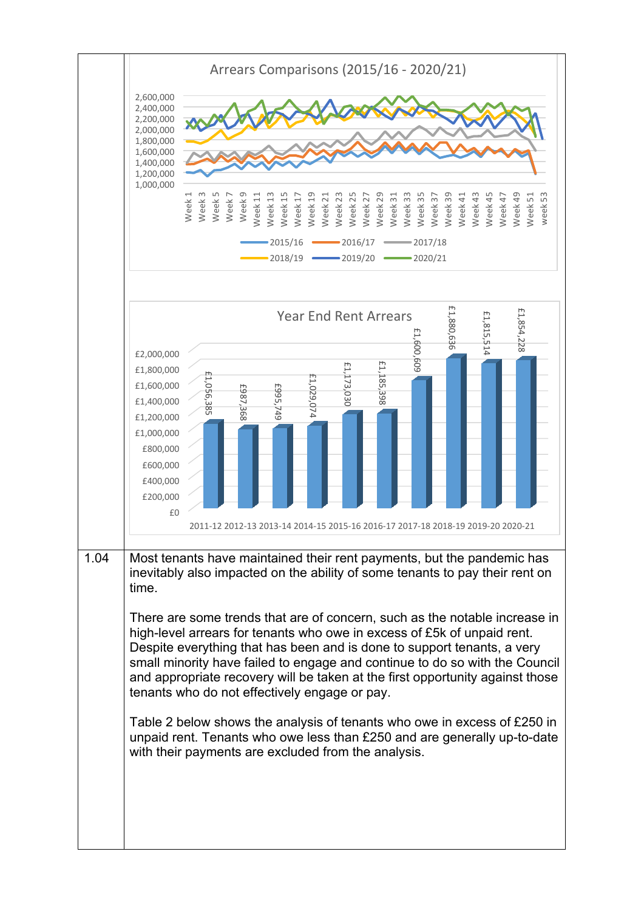Arrears Comparisons (2015/16 - 2020/21)

Year End Rent Arrears

| Year | Arrears |
|---|---|
| 2011-12 | £1,056,385 |
| 2012-13 | £987,368 |
| 2013-14 | £995,749 |
| 2014-15 | £1,029,074 |
| 2015-16 | £1,173,030 |
| 2016-17 | £1,185,398 |
| 2017-18 | £1,600,609 |
| 2018-19 | £1,880,636 |
| 2019-20 | £1,815,514 |
| 2020-21 | £1,854,228 |

1.04 Most tenants have maintained their rent payments, but the pandemic has inevitably also impacted on the ability of some tenants to pay their rent on time.

There are some trends that are of concern, such as the notable increase in high-level arrears for tenants who owe in excess of £5k of unpaid rent. Despite everything that has been and is done to support tenants, a very small minority have failed to engage and continue to do so with the Council and appropriate recovery will be taken at the first opportunity against those tenants who do not effectively engage or pay.

Table 2 below shows the analysis of tenants who owe in excess of £250 in unpaid rent. Tenants who owe less than £250 and are generally up-to-date with their payments are excluded from the analysis.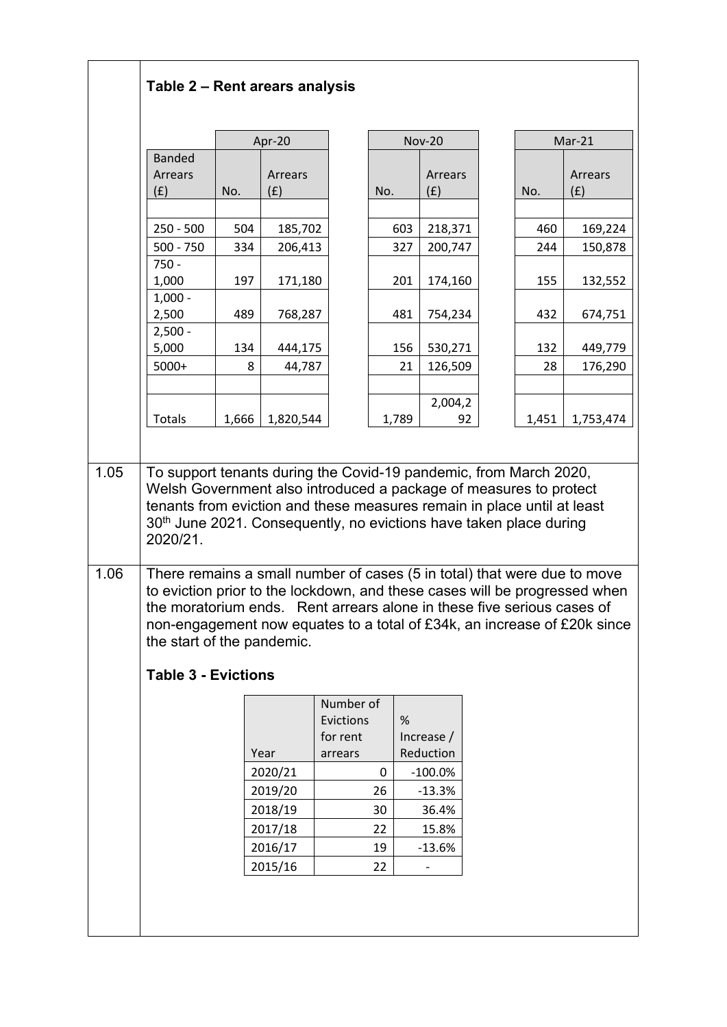**Table 2 – Rent arears analysis**

| Banded Arrears (£) | Apr-20 No. | Apr-20 Arrears (£) | Nov-20 No. | Nov-20 Arrears (£) | Mar-21 No. | Mar-21 Arrears (£) |
|---|---|---|---|---|---|---|
| 250 - 500 | 504 | 185,702 | 603 | 218,371 | 460 | 169,224 |
| 500 - 750 | 334 | 206,413 | 327 | 200,747 | 244 | 150,878 |
| 750 - 1,000 | 197 | 171,180 | 201 | 174,160 | 155 | 132,552 |
| 1,000 - 2,500 | 489 | 768,287 | 481 | 754,234 | 432 | 674,751 |
| 2,500 - 5,000 | 134 | 444,175 | 156 | 530,271 | 132 | 449,779 |
| 5000+ | 8 | 44,787 | 21 | 126,509 | 28 | 176,290 |
| Totals | 1,666 | 1,820,544 | 1,789 | 2,004,292 | 1,451 | 1,753,474 |

1.05 To support tenants during the Covid-19 pandemic, from March 2020, Welsh Government also introduced a package of measures to protect tenants from eviction and these measures remain in place until at least 30th June 2021. Consequently, no evictions have taken place during 2020/21.

1.06 There remains a small number of cases (5 in total) that were due to move to eviction prior to the lockdown, and these cases will be progressed when the moratorium ends. Rent arrears alone in these five serious cases of non-engagement now equates to a total of £34k, an increase of £20k since the start of the pandemic.

**Table 3 - Evictions**

| Year | Number of Evictions for rent arrears | % Increase / Reduction |
|---|---|---|
| 2020/21 | 0 | -100.0% |
| 2019/20 | 26 | -13.3% |
| 2018/19 | 30 | 36.4% |
| 2017/18 | 22 | 15.8% |
| 2016/17 | 19 | -13.6% |
| 2015/16 | 22 | - |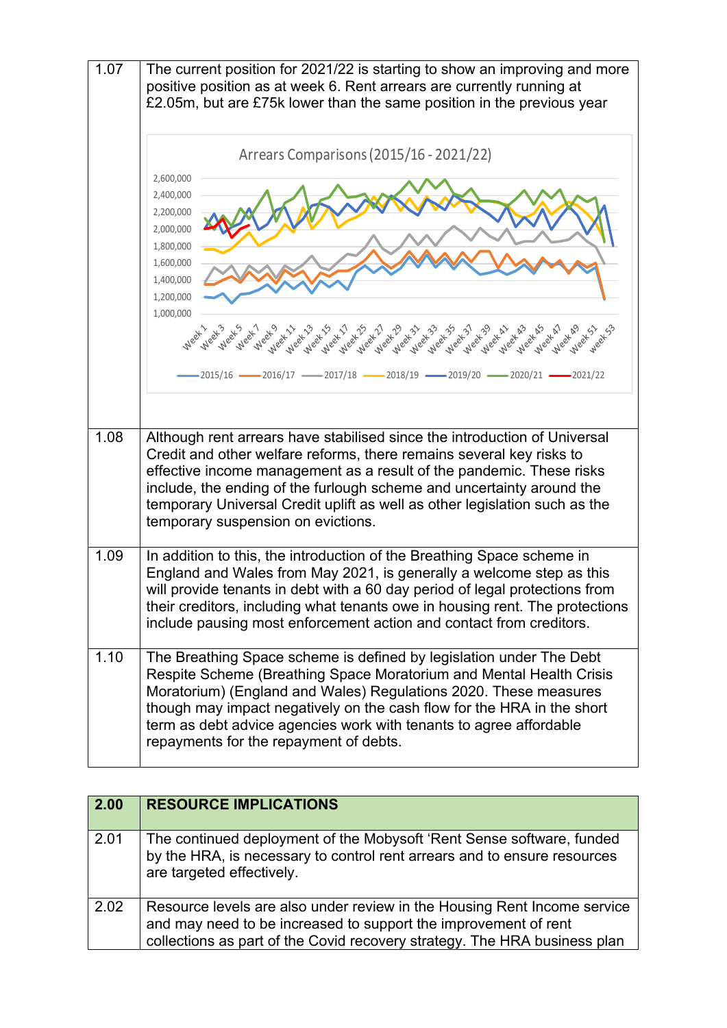| | |
|---|---|
| 1.07 | The current position for 2021/22 is starting to show an improving and more positive position as at week 6. Rent arrears are currently running at £2.05m, but are £75k lower than the same position in the previous year<br><br>Arrears Comparisons (2015/16 - 2021/22)<br>2015/16 2016/17 2017/18 2018/19 2019/20 2020/21 2021/22 |
| 1.08 | Although rent arrears have stabilised since the introduction of Universal Credit and other welfare reforms, there remains several key risks to effective income management as a result of the pandemic. These risks include, the ending of the furlough scheme and uncertainty around the temporary Universal Credit uplift as well as other legislation such as the temporary suspension on evictions. |
| 1.09 | In addition to this, the introduction of the Breathing Space scheme in England and Wales from May 2021, is generally a welcome step as this will provide tenants in debt with a 60 day period of legal protections from their creditors, including what tenants owe in housing rent. The protections include pausing most enforcement action and contact from creditors. |
| 1.10 | The Breathing Space scheme is defined by legislation under The Debt Respite Scheme (Breathing Space Moratorium and Mental Health Crisis Moratorium) (England and Wales) Regulations 2020. These measures though may impact negatively on the cash flow for the HRA in the short term as debt advice agencies work with tenants to agree affordable repayments for the repayment of debts. |

| 2.00 | RESOURCE IMPLICATIONS |
|---|---|
| 2.01 | The continued deployment of the Mobysoft 'Rent Sense software, funded by the HRA, is necessary to control rent arrears and to ensure resources are targeted effectively. |
| 2.02 | Resource levels are also under review in the Housing Rent Income service and may need to be increased to support the improvement of rent collections as part of the Covid recovery strategy. The HRA business plan |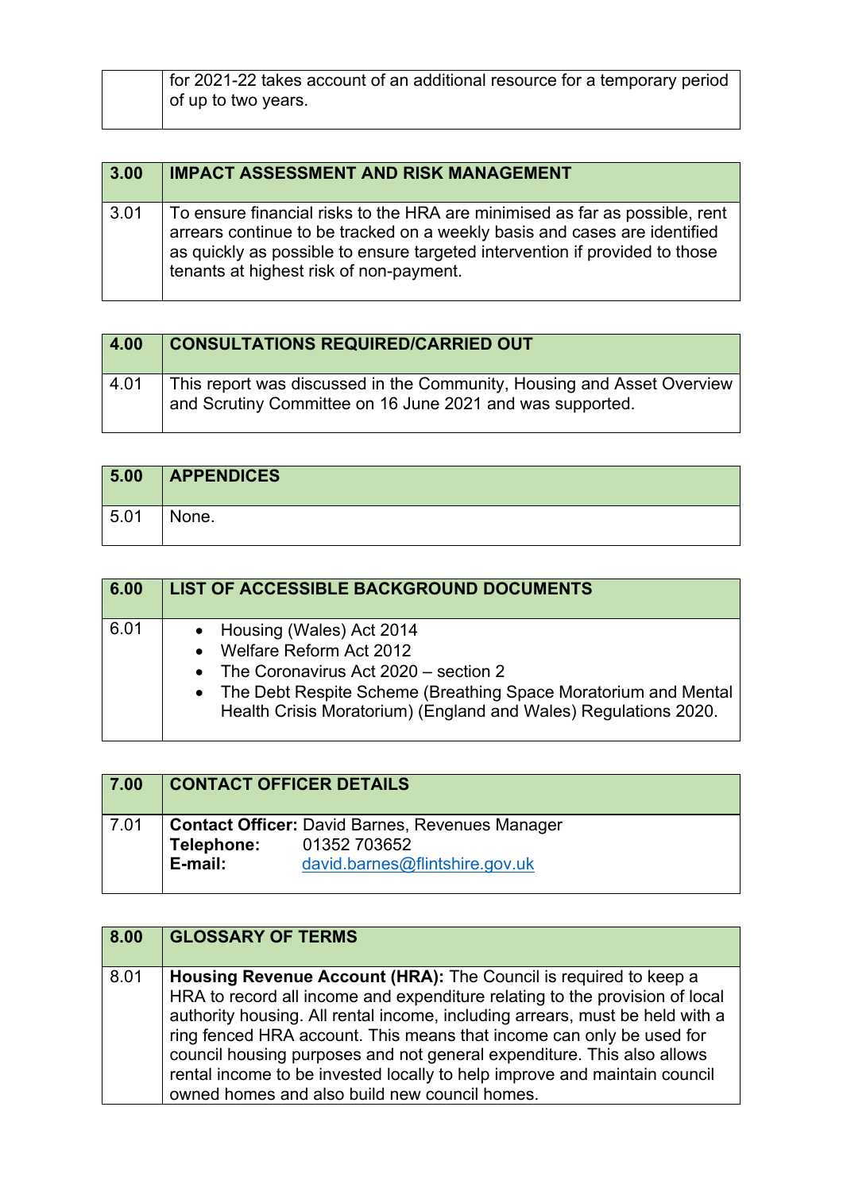| | |
|---|---|
| | for 2021-22 takes account of an additional resource for a temporary period of up to two years. |

| 3.00 | IMPACT ASSESSMENT AND RISK MANAGEMENT |
|---|---|
| 3.01 | To ensure financial risks to the HRA are minimised as far as possible, rent arrears continue to be tracked on a weekly basis and cases are identified as quickly as possible to ensure targeted intervention if provided to those tenants at highest risk of non-payment. |

| 4.00 | CONSULTATIONS REQUIRED/CARRIED OUT |
|---|---|
| 4.01 | This report was discussed in the Community, Housing and Asset Overview and Scrutiny Committee on 16 June 2021 and was supported. |

| 5.00 | APPENDICES |
|---|---|
| 5.01 | None. |

| 6.00 | LIST OF ACCESSIBLE BACKGROUND DOCUMENTS |
|---|---|
| 6.01 | • Housing (Wales) Act 2014<br>• Welfare Reform Act 2012<br>• The Coronavirus Act 2020 – section 2<br>• The Debt Respite Scheme (Breathing Space Moratorium and Mental Health Crisis Moratorium) (England and Wales) Regulations 2020. |

| 7.00 | CONTACT OFFICER DETAILS |
|---|---|
| 7.01 | **Contact Officer:** David Barnes, Revenues Manager<br>**Telephone:** 01352 703652<br>**E-mail:** david.barnes@flintshire.gov.uk |

| 8.00 | GLOSSARY OF TERMS |
|---|---|
| 8.01 | **Housing Revenue Account (HRA):** The Council is required to keep a HRA to record all income and expenditure relating to the provision of local authority housing. All rental income, including arrears, must be held with a ring fenced HRA account. This means that income can only be used for council housing purposes and not general expenditure. This also allows rental income to be invested locally to help improve and maintain council owned homes and also build new council homes. |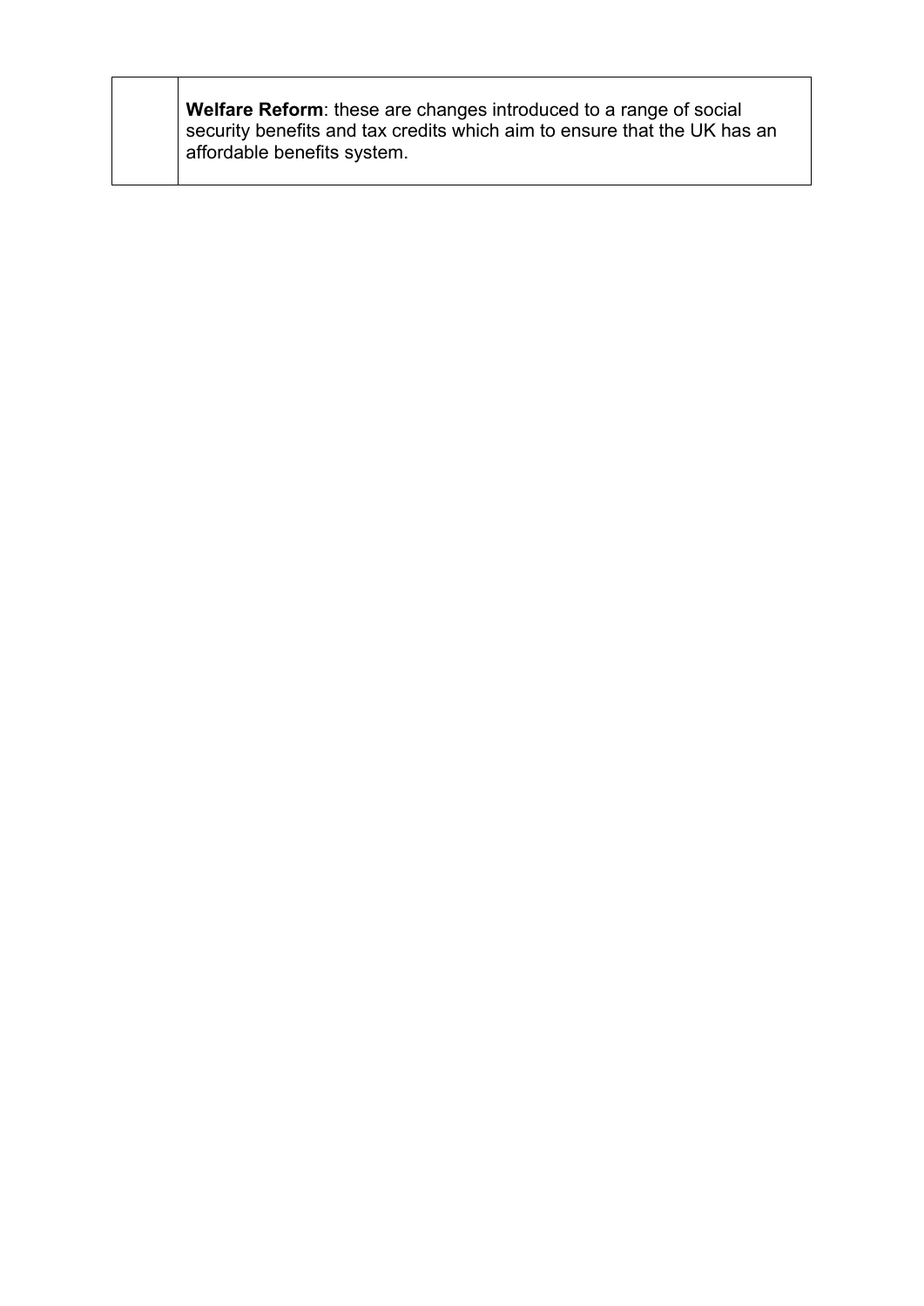| | |
|---|---|
| | **Welfare Reform**: these are changes introduced to a range of social security benefits and tax credits which aim to ensure that the UK has an affordable benefits system. |